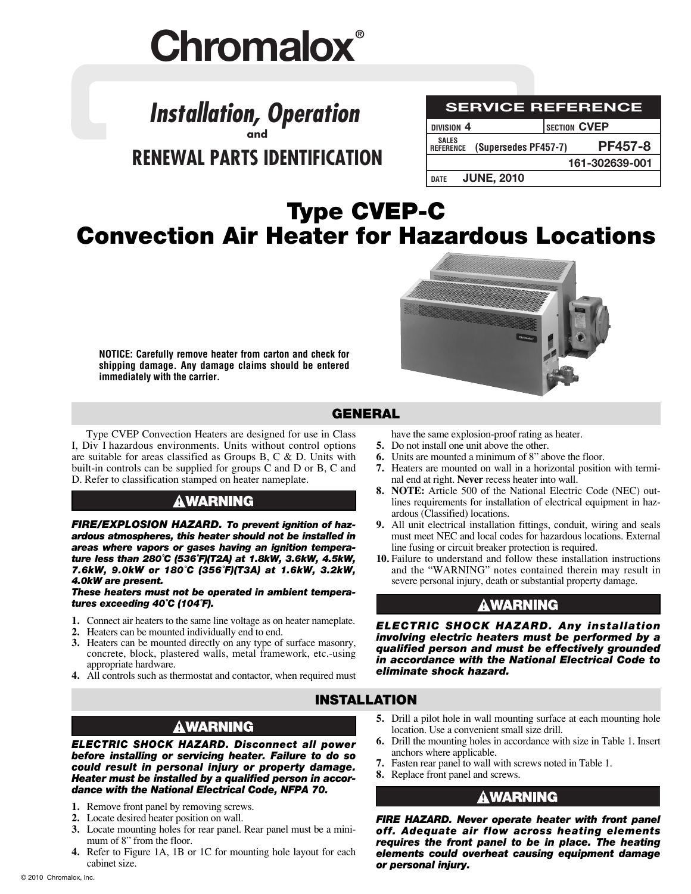# Chromalox®

## *Installation, Operation* and RENEWAL PARTS IDENTIFICATION

| SERVICE REFERENCE | |
|---|---|
| DIVISION 4 | SECTION CVEP |
| SALES REFERENCE (Supersedes PF457-7) | PF457-8 |
| | 161-302639-001 |
| DATE JUNE, 2010 | |

# Type CVEP-C Convection Air Heater for Hazardous Locations

**NOTICE: Carefully remove heater from carton and check for shipping damage. Any damage claims should be entered immediately with the carrier.**

## GENERAL

Type CVEP Convection Heaters are designed for use in Class I, Div I hazardous environments. Units without control options are suitable for areas classified as Groups B, C & D. Units with built-in controls can be supplied for groups C and D or B, C and D. Refer to classification stamped on heater nameplate.

### ⚠WARNING

***FIRE/EXPLOSION HAZARD. To prevent ignition of hazardous atmospheres, this heater should not be installed in areas where vapors or gases having an ignition temperature less than 280˚C (536˚F)(T2A) at 1.8kW, 3.6kW, 4.5kW, 7.6kW, 9.0kW or 180˚C (356˚F)(T3A) at 1.6kW, 3.2kW, 4.0kW are present.***

***These heaters must not be operated in ambient temperatures exceeding 40˚C (104˚F).***

1. Connect air heaters to the same line voltage as on heater nameplate.
2. Heaters can be mounted individually end to end.
3. Heaters can be mounted directly on any type of surface masonry, concrete, block, plastered walls, metal framework, etc.-using appropriate hardware.
4. All controls such as thermostat and contactor, when required must have the same explosion-proof rating as heater.
5. Do not install one unit above the other.
6. Units are mounted a minimum of 8" above the floor.
7. Heaters are mounted on wall in a horizontal position with terminal end at right. **Never** recess heater into wall.
8. **NOTE:** Article 500 of the National Electric Code (NEC) outlines requirements for installation of electrical equipment in hazardous (Classified) locations.
9. All unit electrical installation fittings, conduit, wiring and seals must meet NEC and local codes for hazardous locations. External line fusing or circuit breaker protection is required.
10. Failure to understand and follow these installation instructions and the "WARNING" notes contained therein may result in severe personal injury, death or substantial property damage.

### ⚠WARNING

***ELECTRIC SHOCK HAZARD. Any installation involving electric heaters must be performed by a qualified person and must be effectively grounded in accordance with the National Electrical Code to eliminate shock hazard.***

## INSTALLATION

### ⚠WARNING

***ELECTRIC SHOCK HAZARD. Disconnect all power before installing or servicing heater. Failure to do so could result in personal injury or property damage. Heater must be installed by a qualified person in accordance with the National Electrical Code, NFPA 70.***

1. Remove front panel by removing screws.
2. Locate desired heater position on wall.
3. Locate mounting holes for rear panel. Rear panel must be a minimum of 8" from the floor.
4. Refer to Figure 1A, 1B or 1C for mounting hole layout for each cabinet size.
5. Drill a pilot hole in wall mounting surface at each mounting hole location. Use a convenient small size drill.
6. Drill the mounting holes in accordance with size in Table 1. Insert anchors where applicable.
7. Fasten rear panel to wall with screws noted in Table 1.
8. Replace front panel and screws.

### ⚠WARNING

***FIRE HAZARD. Never operate heater with front panel off. Adequate air flow across heating elements requires the front panel to be in place. The heating elements could overheat causing equipment damage or personal injury.***

© 2010 Chromalox, Inc.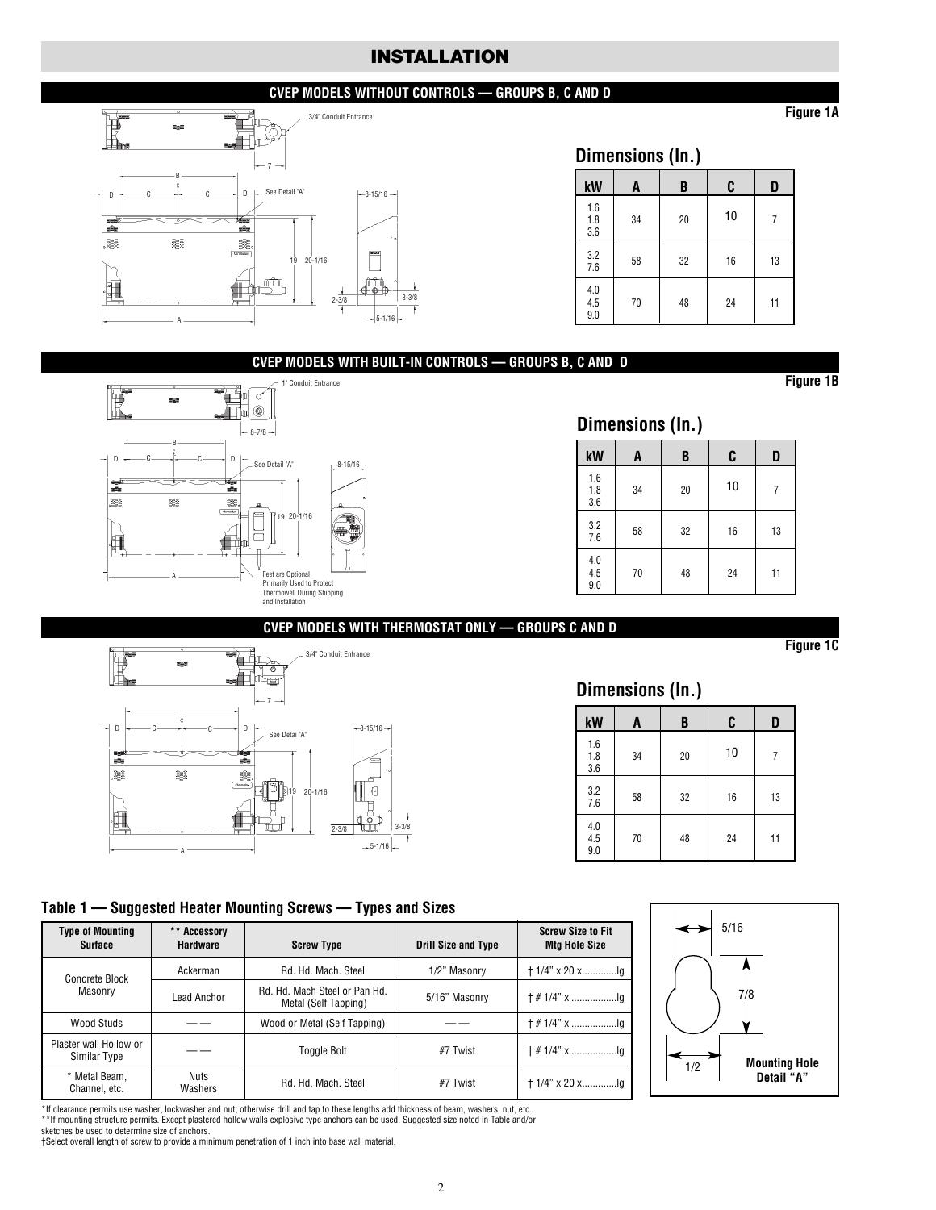# INSTALLATION

## CVEP MODELS WITHOUT CONTROLS — GROUPS B, C AND D

**Figure 1A**

### Dimensions (In.)

| kW | A | B | C | D |
|---|---|---|---|---|
| 1.6<br>1.8<br>3.6 | 34 | 20 | 10 | 7 |
| 3.2<br>7.6 | 58 | 32 | 16 | 13 |
| 4.0<br>4.5<br>9.0 | 70 | 48 | 24 | 11 |

## CVEP MODELS WITH BUILT-IN CONTROLS — GROUPS B, C AND D

**Figure 1B**

Feet are Optional Primarily Used to Protect Thermowell During Shipping and Installation

### Dimensions (In.)

| kW | A | B | C | D |
|---|---|---|---|---|
| 1.6<br>1.8<br>3.6 | 34 | 20 | 10 | 7 |
| 3.2<br>7.6 | 58 | 32 | 16 | 13 |
| 4.0<br>4.5<br>9.0 | 70 | 48 | 24 | 11 |

## CVEP MODELS WITH THERMOSTAT ONLY — GROUPS C AND D

**Figure 1C**

### Dimensions (In.)

| kW | A | B | C | D |
|---|---|---|---|---|
| 1.6<br>1.8<br>3.6 | 34 | 20 | 10 | 7 |
| 3.2<br>7.6 | 58 | 32 | 16 | 13 |
| 4.0<br>4.5<br>9.0 | 70 | 48 | 24 | 11 |

### Table 1 — Suggested Heater Mounting Screws — Types and Sizes

| Type of Mounting Surface | ** Accessory Hardware | Screw Type | Drill Size and Type | Screw Size to Fit Mtg Hole Size |
|---|---|---|---|---|
| Concrete Block Masonry | Ackerman | Rd. Hd. Mach. Steel | 1/2" Masonry | † 1/4" x 20 x.............lg |
| | Lead Anchor | Rd. Hd. Mach Steel or Pan Hd. Metal (Self Tapping) | 5/16" Masonry | † # 1/4" x .................lg |
| Wood Studs | —— | Wood or Metal (Self Tapping) | —— | † # 1/4" x .................lg |
| Plaster wall Hollow or Similar Type | —— | Toggle Bolt | #7 Twist | † # 1/4" x .................lg |
| * Metal Beam, Channel, etc. | Nuts Washers | Rd. Hd. Mach. Steel | #7 Twist | † 1/4" x 20 x.............lg |

*If clearance permits use washer, lockwasher and nut; otherwise drill and tap to these lengths add thickness of beam, washers, nut, etc.
**If mounting structure permits. Except plastered hollow walls explosive type anchors can be used. Suggested size noted in Table and/or sketches be used to determine size of anchors.
†Select overall length of screw to provide a minimum penetration of 1 inch into base wall material.

**Mounting Hole Detail "A"**: 5/16, 7/8, 1/2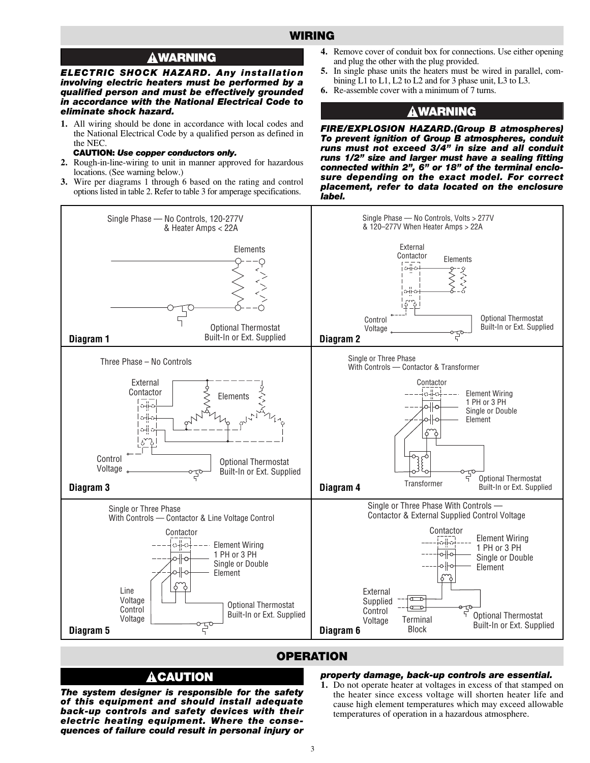## WIRING

### ⚠WARNING

***ELECTRIC SHOCK HAZARD. Any installation involving electric heaters must be performed by a qualified person and must be effectively grounded in accordance with the National Electrical Code to eliminate shock hazard.***

1. All wiring should be done in accordance with local codes and the National Electrical Code by a qualified person as defined in the NEC.

   **CAUTION:** ***Use copper conductors only.***
2. Rough-in-line-wiring to unit in manner approved for hazardous locations. (See warning below.)
3. Wire per diagrams 1 through 6 based on the rating and control options listed in table 2. Refer to table 3 for amperage specifications.
4. Remove cover of conduit box for connections. Use either opening and plug the other with the plug provided.
5. In single phase units the heaters must be wired in parallel, combining L1 to L1, L2 to L2 and for 3 phase unit, L3 to L3.
6. Re-assemble cover with a minimum of 7 turns.

### ⚠WARNING

***FIRE/EXPLOSION HAZARD.(Group B atmospheres) To prevent ignition of Group B atmospheres, conduit runs must not exceed 3/4" in size and all conduit runs 1/2" size and larger must have a sealing fitting connected within 2", 6" or 18" of the terminal enclosure depending on the exact model. For correct placement, refer to data located on the enclosure label.***

Single Phase — No Controls, 120-277V & Heater Amps < 22A

Elements

Optional Thermostat Built-In or Ext. Supplied

**Diagram 1**

Single Phase — No Controls, Volts > 277V & 120–277V When Heater Amps > 22A

External Contactor

Elements

Control Voltage

Optional Thermostat Built-In or Ext. Supplied

**Diagram 2**

Three Phase – No Controls

External Contactor

Elements

Control Voltage

Optional Thermostat Built-In or Ext. Supplied

**Diagram 3**

Single or Three Phase With Controls — Contactor & Transformer

Contactor

Element Wiring 1 PH or 3 PH Single or Double Element

Transformer

Optional Thermostat Built-In or Ext. Supplied

**Diagram 4**

Single or Three Phase With Controls — Contactor & Line Voltage Control

Contactor

Element Wiring 1 PH or 3 PH Single or Double Element

Line Voltage Control Voltage

Optional Thermostat Built-In or Ext. Supplied

**Diagram 5**

Single or Three Phase With Controls — Contactor & External Supplied Control Voltage

Contactor

Element Wiring 1 PH or 3 PH Single or Double Element

External Supplied Control Voltage

Terminal Block

Optional Thermostat Built-In or Ext. Supplied

**Diagram 6**

## OPERATION

### ⚠CAUTION

***The system designer is responsible for the safety of this equipment and should install adequate back-up controls and safety devices with their electric heating equipment. Where the consequences of failure could result in personal injury or property damage, back-up controls are essential.***

1. Do not operate heater at voltages in excess of that stamped on the heater since excess voltage will shorten heater life and cause high element temperatures which may exceed allowable temperatures of operation in a hazardous atmosphere.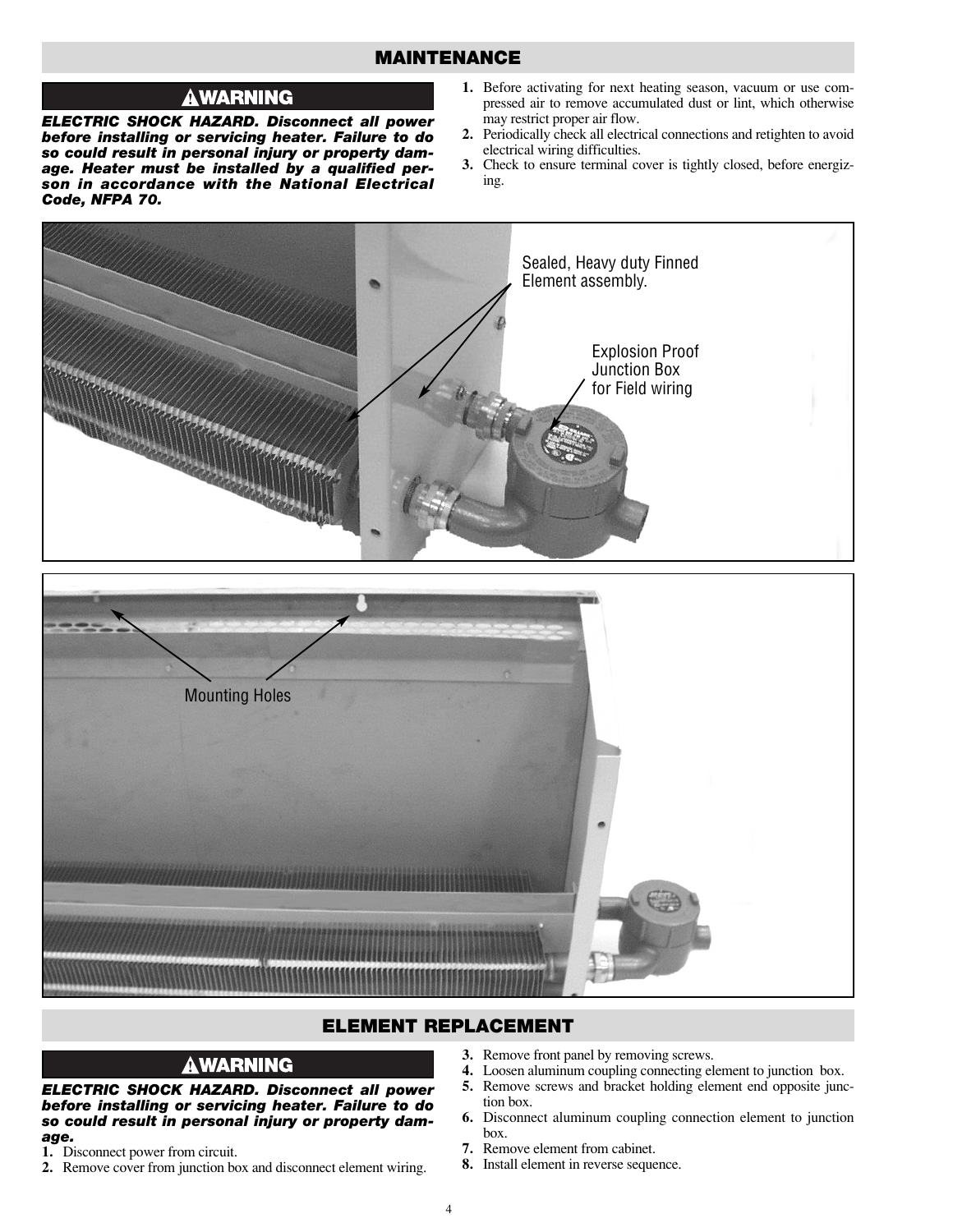## MAINTENANCE

**⚠WARNING**

***ELECTRIC SHOCK HAZARD. Disconnect all power before installing or servicing heater. Failure to do so could result in personal injury or property damage. Heater must be installed by a qualified person in accordance with the National Electrical Code, NFPA 70.***

1. Before activating for next heating season, vacuum or use compressed air to remove accumulated dust or lint, which otherwise may restrict proper air flow.
2. Periodically check all electrical connections and retighten to avoid electrical wiring difficulties.
3. Check to ensure terminal cover is tightly closed, before energizing.

Sealed, Heavy duty Finned Element assembly.

Explosion Proof Junction Box for Field wiring

Mounting Holes

## ELEMENT REPLACEMENT

**⚠WARNING**

***ELECTRIC SHOCK HAZARD. Disconnect all power before installing or servicing heater. Failure to do so could result in personal injury or property damage.***

1. Disconnect power from circuit.
2. Remove cover from junction box and disconnect element wiring.
3. Remove front panel by removing screws.
4. Loosen aluminum coupling connecting element to junction box.
5. Remove screws and bracket holding element end opposite junction box.
6. Disconnect aluminum coupling connection element to junction box.
7. Remove element from cabinet.
8. Install element in reverse sequence.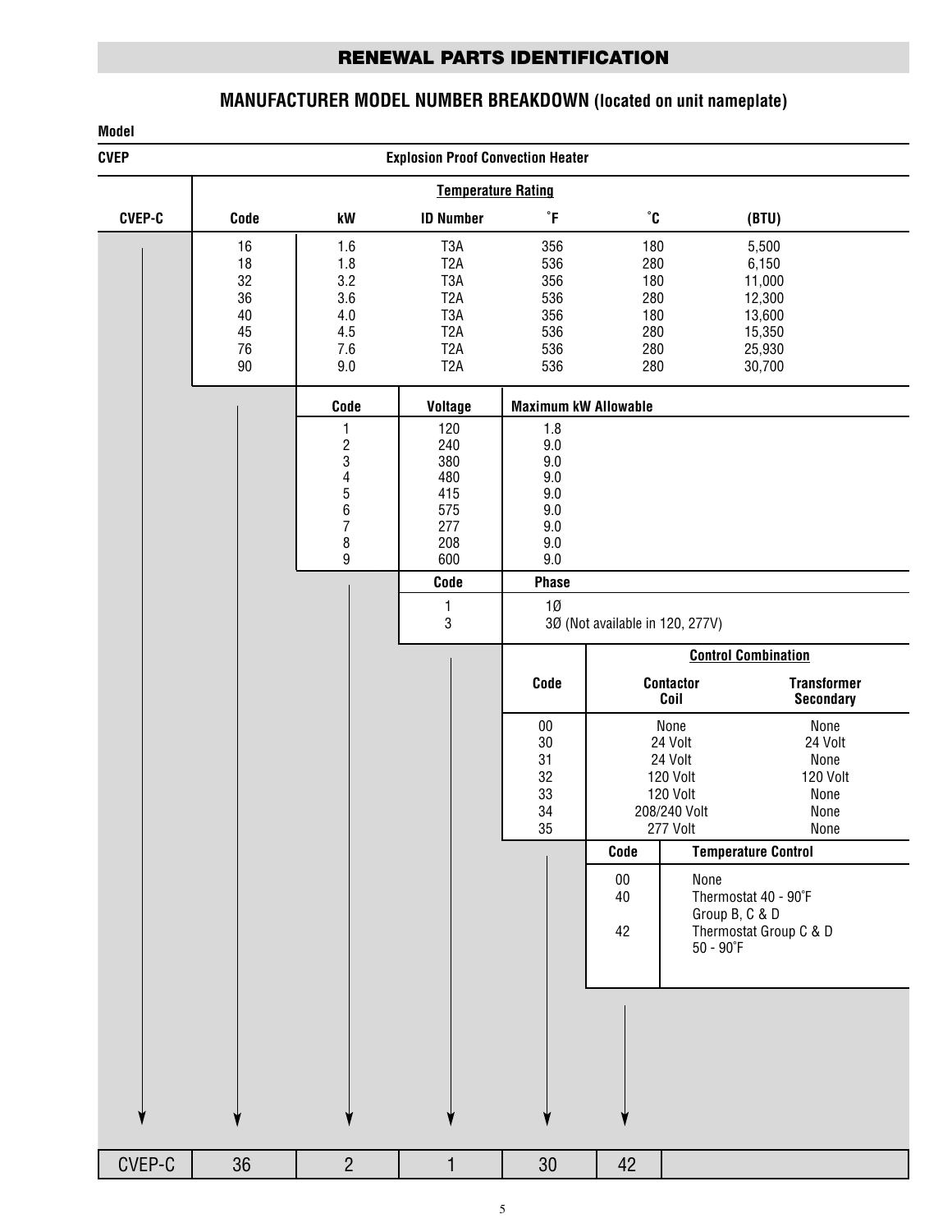## RENEWAL PARTS IDENTIFICATION

### MANUFACTURER MODEL NUMBER BREAKDOWN (located on unit nameplate)

| Model | |
|---|---|
| CVEP | Explosion Proof Convection Heater |

**CVEP-C — Temperature Rating**

| Code | kW | ID Number | ˚F | ˚C | (BTU) |
|---|---|---|---|---|---|
| 16 | 1.6 | T3A | 356 | 180 | 5,500 |
| 18 | 1.8 | T2A | 536 | 280 | 6,150 |
| 32 | 3.2 | T3A | 356 | 180 | 11,000 |
| 36 | 3.6 | T2A | 536 | 280 | 12,300 |
| 40 | 4.0 | T3A | 356 | 180 | 13,600 |
| 45 | 4.5 | T2A | 536 | 280 | 15,350 |
| 76 | 7.6 | T2A | 536 | 280 | 25,930 |
| 90 | 9.0 | T2A | 536 | 280 | 30,700 |

| Code | Voltage | Maximum kW Allowable |
|---|---|---|
| 1 | 120 | 1.8 |
| 2 | 240 | 9.0 |
| 3 | 380 | 9.0 |
| 4 | 480 | 9.0 |
| 5 | 415 | 9.0 |
| 6 | 575 | 9.0 |
| 7 | 277 | 9.0 |
| 8 | 208 | 9.0 |
| 9 | 600 | 9.0 |

| Code | Phase |
|---|---|
| 1 | 1Ø |
| 3 | 3Ø (Not available in 120, 277V) |

**Control Combination**

| Code | Contactor Coil | Transformer Secondary |
|---|---|---|
| 00 | None | None |
| 30 | 24 Volt | 24 Volt |
| 31 | 24 Volt | None |
| 32 | 120 Volt | 120 Volt |
| 33 | 120 Volt | None |
| 34 | 208/240 Volt | None |
| 35 | 277 Volt | None |

| Code | Temperature Control |
|---|---|
| 00 | None |
| 40 | Thermostat 40 - 90˚F Group B, C & D |
| 42 | Thermostat Group C & D 50 - 90˚F |

**Example:**

| CVEP-C | 36 | 2 | 1 | 30 | 42 |
|---|---|---|---|---|---|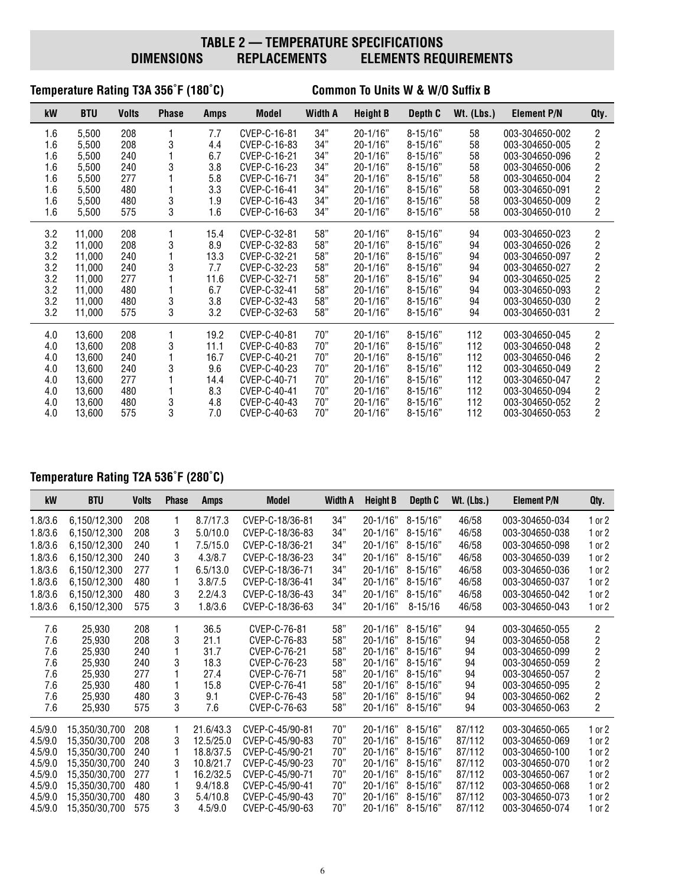# TABLE 2 — TEMPERATURE SPECIFICATIONS

## DIMENSIONS REPLACEMENTS ELEMENTS REQUIREMENTS

### Temperature Rating T3A 356˚F (180˚C)

**Common To Units W & W/O Suffix B**

| kW | BTU | Volts | Phase | Amps | Model | Width A | Height B | Depth C | Wt. (Lbs.) | Element P/N | Qty. |
|---|---|---|---|---|---|---|---|---|---|---|---|
| 1.6 | 5,500 | 208 | 1 | 7.7 | CVEP-C-16-81 | 34" | 20-1/16" | 8-15/16" | 58 | 003-304650-002 | 2 |
| 1.6 | 5,500 | 208 | 3 | 4.4 | CVEP-C-16-83 | 34" | 20-1/16" | 8-15/16" | 58 | 003-304650-005 | 2 |
| 1.6 | 5,500 | 240 | 1 | 6.7 | CVEP-C-16-21 | 34" | 20-1/16" | 8-15/16" | 58 | 003-304650-096 | 2 |
| 1.6 | 5,500 | 240 | 3 | 3.8 | CVEP-C-16-23 | 34" | 20-1/16" | 8-15/16" | 58 | 003-304650-006 | 2 |
| 1.6 | 5,500 | 277 | 1 | 5.8 | CVEP-C-16-71 | 34" | 20-1/16" | 8-15/16" | 58 | 003-304650-004 | 2 |
| 1.6 | 5,500 | 480 | 1 | 3.3 | CVEP-C-16-41 | 34" | 20-1/16" | 8-15/16" | 58 | 003-304650-091 | 2 |
| 1.6 | 5,500 | 480 | 3 | 1.9 | CVEP-C-16-43 | 34" | 20-1/16" | 8-15/16" | 58 | 003-304650-009 | 2 |
| 1.6 | 5,500 | 575 | 3 | 1.6 | CVEP-C-16-63 | 34" | 20-1/16" | 8-15/16" | 58 | 003-304650-010 | 2 |
| 3.2 | 11,000 | 208 | 1 | 15.4 | CVEP-C-32-81 | 58" | 20-1/16" | 8-15/16" | 94 | 003-304650-023 | 2 |
| 3.2 | 11,000 | 208 | 3 | 8.9 | CVEP-C-32-83 | 58" | 20-1/16" | 8-15/16" | 94 | 003-304650-026 | 2 |
| 3.2 | 11,000 | 240 | 1 | 13.3 | CVEP-C-32-21 | 58" | 20-1/16" | 8-15/16" | 94 | 003-304650-097 | 2 |
| 3.2 | 11,000 | 240 | 3 | 7.7 | CVEP-C-32-23 | 58" | 20-1/16" | 8-15/16" | 94 | 003-304650-027 | 2 |
| 3.2 | 11,000 | 277 | 1 | 11.6 | CVEP-C-32-71 | 58" | 20-1/16" | 8-15/16" | 94 | 003-304650-025 | 2 |
| 3.2 | 11,000 | 480 | 1 | 6.7 | CVEP-C-32-41 | 58" | 20-1/16" | 8-15/16" | 94 | 003-304650-093 | 2 |
| 3.2 | 11,000 | 480 | 3 | 3.8 | CVEP-C-32-43 | 58" | 20-1/16" | 8-15/16" | 94 | 003-304650-030 | 2 |
| 3.2 | 11,000 | 575 | 3 | 3.2 | CVEP-C-32-63 | 58" | 20-1/16" | 8-15/16" | 94 | 003-304650-031 | 2 |
| 4.0 | 13,600 | 208 | 1 | 19.2 | CVEP-C-40-81 | 70" | 20-1/16" | 8-15/16" | 112 | 003-304650-045 | 2 |
| 4.0 | 13,600 | 208 | 3 | 11.1 | CVEP-C-40-83 | 70" | 20-1/16" | 8-15/16" | 112 | 003-304650-048 | 2 |
| 4.0 | 13,600 | 240 | 1 | 16.7 | CVEP-C-40-21 | 70" | 20-1/16" | 8-15/16" | 112 | 003-304650-046 | 2 |
| 4.0 | 13,600 | 240 | 3 | 9.6 | CVEP-C-40-23 | 70" | 20-1/16" | 8-15/16" | 112 | 003-304650-049 | 2 |
| 4.0 | 13,600 | 277 | 1 | 14.4 | CVEP-C-40-71 | 70" | 20-1/16" | 8-15/16" | 112 | 003-304650-047 | 2 |
| 4.0 | 13,600 | 480 | 1 | 8.3 | CVEP-C-40-41 | 70" | 20-1/16" | 8-15/16" | 112 | 003-304650-094 | 2 |
| 4.0 | 13,600 | 480 | 3 | 4.8 | CVEP-C-40-43 | 70" | 20-1/16" | 8-15/16" | 112 | 003-304650-052 | 2 |
| 4.0 | 13,600 | 575 | 3 | 7.0 | CVEP-C-40-63 | 70" | 20-1/16" | 8-15/16" | 112 | 003-304650-053 | 2 |

### Temperature Rating T2A 536˚F (280˚C)

| kW | BTU | Volts | Phase | Amps | Model | Width A | Height B | Depth C | Wt. (Lbs.) | Element P/N | Qty. |
|---|---|---|---|---|---|---|---|---|---|---|---|
| 1.8/3.6 | 6,150/12,300 | 208 | 1 | 8.7/17.3 | CVEP-C-18/36-81 | 34" | 20-1/16" | 8-15/16" | 46/58 | 003-304650-034 | 1 or 2 |
| 1.8/3.6 | 6,150/12,300 | 208 | 3 | 5.0/10.0 | CVEP-C-18/36-83 | 34" | 20-1/16" | 8-15/16" | 46/58 | 003-304650-038 | 1 or 2 |
| 1.8/3.6 | 6,150/12,300 | 240 | 1 | 7.5/15.0 | CVEP-C-18/36-21 | 34" | 20-1/16" | 8-15/16" | 46/58 | 003-304650-098 | 1 or 2 |
| 1.8/3.6 | 6,150/12,300 | 240 | 3 | 4.3/8.7 | CVEP-C-18/36-23 | 34" | 20-1/16" | 8-15/16" | 46/58 | 003-304650-039 | 1 or 2 |
| 1.8/3.6 | 6,150/12,300 | 277 | 1 | 6.5/13.0 | CVEP-C-18/36-71 | 34" | 20-1/16" | 8-15/16" | 46/58 | 003-304650-036 | 1 or 2 |
| 1.8/3.6 | 6,150/12,300 | 480 | 1 | 3.8/7.5 | CVEP-C-18/36-41 | 34" | 20-1/16" | 8-15/16" | 46/58 | 003-304650-037 | 1 or 2 |
| 1.8/3.6 | 6,150/12,300 | 480 | 3 | 2.2/4.3 | CVEP-C-18/36-43 | 34" | 20-1/16" | 8-15/16" | 46/58 | 003-304650-042 | 1 or 2 |
| 1.8/3.6 | 6,150/12,300 | 575 | 3 | 1.8/3.6 | CVEP-C-18/36-63 | 34" | 20-1/16" | 8-15/16 | 46/58 | 003-304650-043 | 1 or 2 |
| 7.6 | 25,930 | 208 | 1 | 36.5 | CVEP-C-76-81 | 58" | 20-1/16" | 8-15/16" | 94 | 003-304650-055 | 2 |
| 7.6 | 25,930 | 208 | 3 | 21.1 | CVEP-C-76-83 | 58" | 20-1/16" | 8-15/16" | 94 | 003-304650-058 | 2 |
| 7.6 | 25,930 | 240 | 1 | 31.7 | CVEP-C-76-21 | 58" | 20-1/16" | 8-15/16" | 94 | 003-304650-099 | 2 |
| 7.6 | 25,930 | 240 | 3 | 18.3 | CVEP-C-76-23 | 58" | 20-1/16" | 8-15/16" | 94 | 003-304650-059 | 2 |
| 7.6 | 25,930 | 277 | 1 | 27.4 | CVEP-C-76-71 | 58" | 20-1/16" | 8-15/16" | 94 | 003-304650-057 | 2 |
| 7.6 | 25,930 | 480 | 1 | 15.8 | CVEP-C-76-41 | 58" | 20-1/16" | 8-15/16" | 94 | 003-304650-095 | 2 |
| 7.6 | 25,930 | 480 | 3 | 9.1 | CVEP-C-76-43 | 58" | 20-1/16" | 8-15/16" | 94 | 003-304650-062 | 2 |
| 7.6 | 25,930 | 575 | 3 | 7.6 | CVEP-C-76-63 | 58" | 20-1/16" | 8-15/16" | 94 | 003-304650-063 | 2 |
| 4.5/9.0 | 15,350/30,700 | 208 | 1 | 21.6/43.3 | CVEP-C-45/90-81 | 70" | 20-1/16" | 8-15/16" | 87/112 | 003-304650-065 | 1 or 2 |
| 4.5/9.0 | 15,350/30,700 | 208 | 3 | 12.5/25.0 | CVEP-C-45/90-83 | 70" | 20-1/16" | 8-15/16" | 87/112 | 003-304650-069 | 1 or 2 |
| 4.5/9.0 | 15,350/30,700 | 240 | 1 | 18.8/37.5 | CVEP-C-45/90-21 | 70" | 20-1/16" | 8-15/16" | 87/112 | 003-304650-100 | 1 or 2 |
| 4.5/9.0 | 15,350/30,700 | 240 | 3 | 10.8/21.7 | CVEP-C-45/90-23 | 70" | 20-1/16" | 8-15/16" | 87/112 | 003-304650-070 | 1 or 2 |
| 4.5/9.0 | 15,350/30,700 | 277 | 1 | 16.2/32.5 | CVEP-C-45/90-71 | 70" | 20-1/16" | 8-15/16" | 87/112 | 003-304650-067 | 1 or 2 |
| 4.5/9.0 | 15,350/30,700 | 480 | 1 | 9.4/18.8 | CVEP-C-45/90-41 | 70" | 20-1/16" | 8-15/16" | 87/112 | 003-304650-068 | 1 or 2 |
| 4.5/9.0 | 15,350/30,700 | 480 | 3 | 5.4/10.8 | CVEP-C-45/90-43 | 70" | 20-1/16" | 8-15/16" | 87/112 | 003-304650-073 | 1 or 2 |
| 4.5/9.0 | 15,350/30,700 | 575 | 3 | 4.5/9.0 | CVEP-C-45/90-63 | 70" | 20-1/16" | 8-15/16" | 87/112 | 003-304650-074 | 1 or 2 |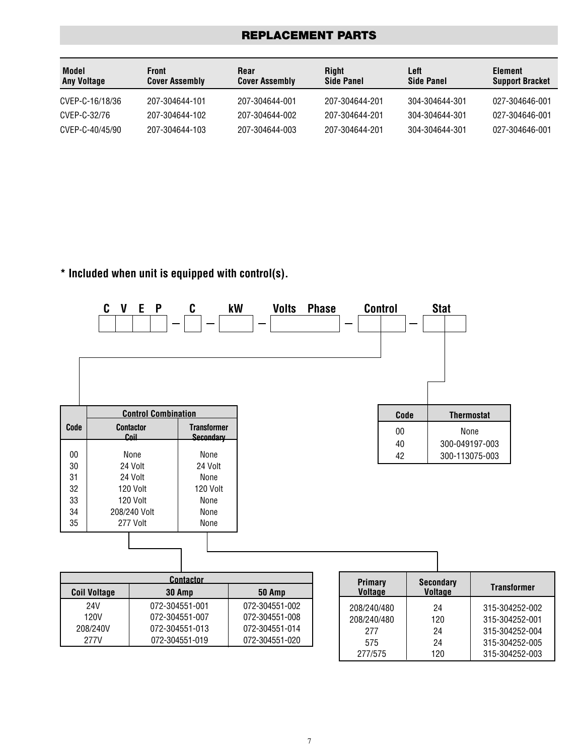## REPLACEMENT PARTS

| Model Any Voltage | Front Cover Assembly | Rear Cover Assembly | Right Side Panel | Left Side Panel | Element Support Bracket |
|---|---|---|---|---|---|
| CVEP-C-16/18/36 | 207-304644-101 | 207-304644-001 | 207-304644-201 | 304-304644-301 | 027-304646-001 |
| CVEP-C-32/76 | 207-304644-102 | 207-304644-002 | 207-304644-201 | 304-304644-301 | 027-304646-001 |
| CVEP-C-40/45/90 | 207-304644-103 | 207-304644-003 | 207-304644-201 | 304-304644-301 | 027-304646-001 |

**\* Included when unit is equipped with control(s).**

**C V E P – C – kW – Volts Phase – Control – Stat**

| Code | Control Combination | |
|---|---|---|
| | Contactor Coil | Transformer Secondary |
| 00 | None | None |
| 30 | 24 Volt | 24 Volt |
| 31 | 24 Volt | None |
| 32 | 120 Volt | 120 Volt |
| 33 | 120 Volt | None |
| 34 | 208/240 Volt | None |
| 35 | 277 Volt | None |

| Code | Thermostat |
|---|---|
| 00 | None |
| 40 | 300-049197-003 |
| 42 | 300-113075-003 |

| | Contactor | |
|---|---|---|
| Coil Voltage | 30 Amp | 50 Amp |
| 24V | 072-304551-001 | 072-304551-002 |
| 120V | 072-304551-007 | 072-304551-008 |
| 208/240V | 072-304551-013 | 072-304551-014 |
| 277V | 072-304551-019 | 072-304551-020 |

| Primary Voltage | Secondary Voltage | Transformer |
|---|---|---|
| 208/240/480 | 24 | 315-304252-002 |
| 208/240/480 | 120 | 315-304252-001 |
| 277 | 24 | 315-304252-004 |
| 575 | 24 | 315-304252-005 |
| 277/575 | 120 | 315-304252-003 |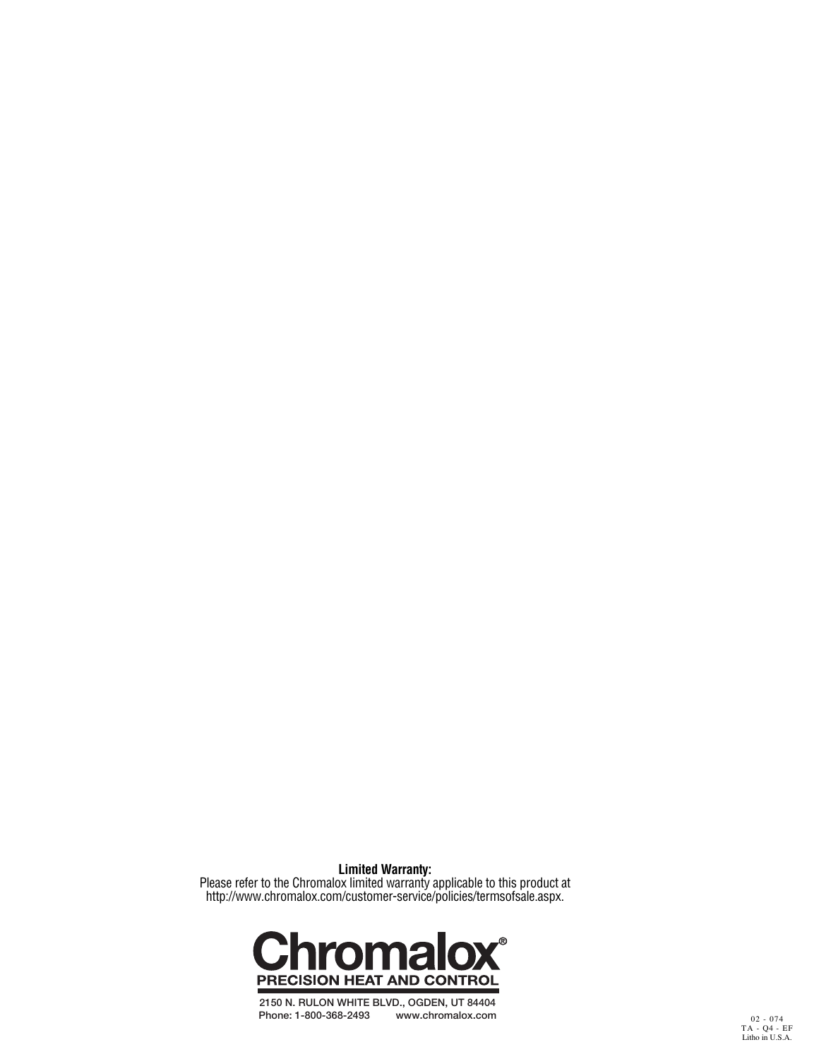**Limited Warranty:**
Please refer to the Chromalox limited warranty applicable to this product at
http://www.chromalox.com/customer-service/policies/termsofsale.aspx.

**Chromalox®**
**PRECISION HEAT AND CONTROL**

2150 N. RULON WHITE BLVD., OGDEN, UT 84404
Phone: 1-800-368-2493 www.chromalox.com

02 - 074
TA - Q4 - EF
Litho in U.S.A.